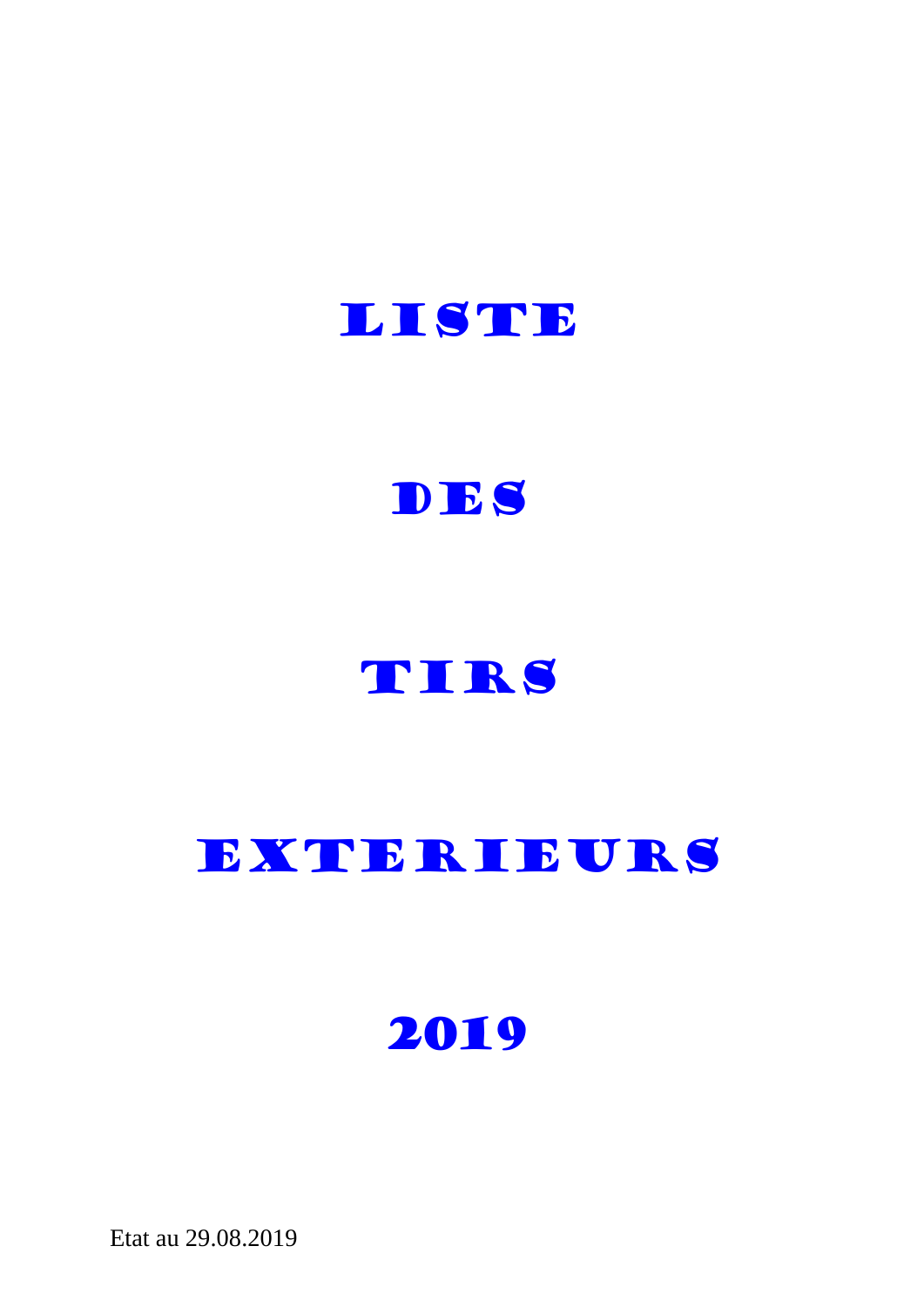# LISTE

# DES

# TIRS

# EXTERIEURS

# 2019

Etat au 29.08.2019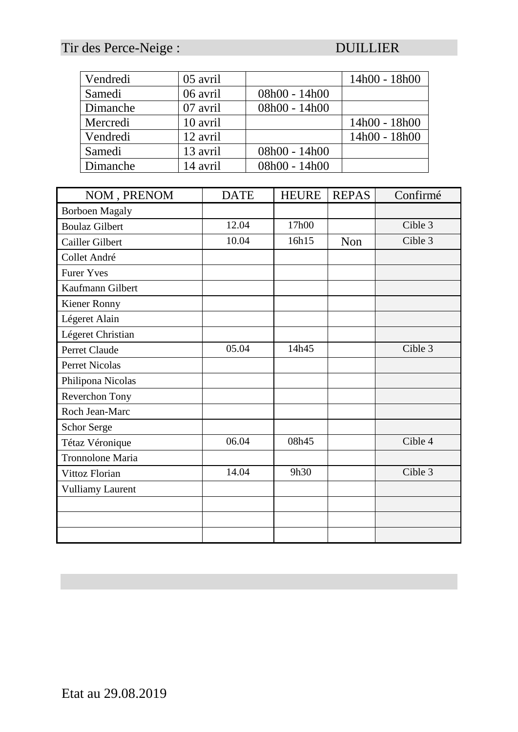Tir des Perce-Neige : DUILLIER

| | | | |
|---|---|---|---|
| Vendredi | 05 avril | | 14h00 - 18h00 |
| Samedi | 06 avril | 08h00 - 14h00 | |
| Dimanche | 07 avril | 08h00 - 14h00 | |
| Mercredi | 10 avril | | 14h00 - 18h00 |
| Vendredi | 12 avril | | 14h00 - 18h00 |
| Samedi | 13 avril | 08h00 - 14h00 | |
| Dimanche | 14 avril | 08h00 - 14h00 | |

| NOM , PRENOM | DATE | HEURE | REPAS | Confirmé |
|---|---|---|---|---|
| Borboen Magaly | | | | |
| Boulaz Gilbert | 12.04 | 17h00 | | Cible 3 |
| Cailler Gilbert | 10.04 | 16h15 | Non | Cible 3 |
| Collet André | | | | |
| Furer Yves | | | | |
| Kaufmann Gilbert | | | | |
| Kiener Ronny | | | | |
| Légeret Alain | | | | |
| Légeret Christian | | | | |
| Perret Claude | 05.04 | 14h45 | | Cible 3 |
| Perret Nicolas | | | | |
| Philipona Nicolas | | | | |
| Reverchon Tony | | | | |
| Roch Jean-Marc | | | | |
| Schor Serge | | | | |
| Tétaz Véronique | 06.04 | 08h45 | | Cible 4 |
| Tronnolone Maria | | | | |
| Vittoz Florian | 14.04 | 9h30 | | Cible 3 |
| Vulliamy Laurent | | | | |
| | | | | |
| | | | | |
| | | | | |

Etat au 29.08.2019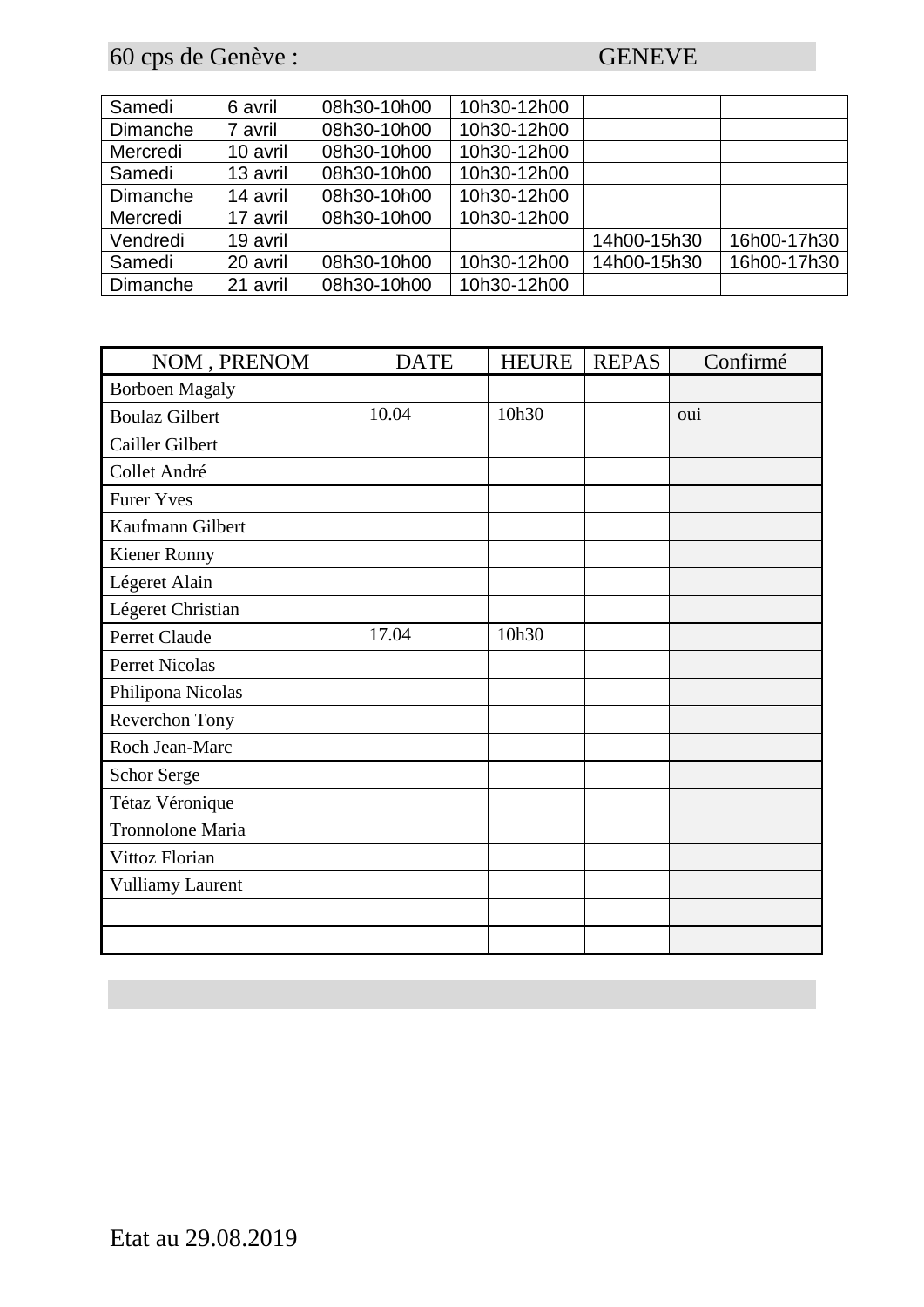60 cps de Genève : GENEVE

| | | | | | |
|---|---|---|---|---|---|
| Samedi | 6 avril | 08h30-10h00 | 10h30-12h00 | | |
| Dimanche | 7 avril | 08h30-10h00 | 10h30-12h00 | | |
| Mercredi | 10 avril | 08h30-10h00 | 10h30-12h00 | | |
| Samedi | 13 avril | 08h30-10h00 | 10h30-12h00 | | |
| Dimanche | 14 avril | 08h30-10h00 | 10h30-12h00 | | |
| Mercredi | 17 avril | 08h30-10h00 | 10h30-12h00 | | |
| Vendredi | 19 avril | | | 14h00-15h30 | 16h00-17h30 |
| Samedi | 20 avril | 08h30-10h00 | 10h30-12h00 | 14h00-15h30 | 16h00-17h30 |
| Dimanche | 21 avril | 08h30-10h00 | 10h30-12h00 | | |

| NOM , PRENOM | DATE | HEURE | REPAS | Confirmé |
|---|---|---|---|---|
| Borboen Magaly | | | | |
| Boulaz Gilbert | 10.04 | 10h30 | | oui |
| Cailler Gilbert | | | | |
| Collet André | | | | |
| Furer Yves | | | | |
| Kaufmann Gilbert | | | | |
| Kiener Ronny | | | | |
| Légeret Alain | | | | |
| Légeret Christian | | | | |
| Perret Claude | 17.04 | 10h30 | | |
| Perret Nicolas | | | | |
| Philipona Nicolas | | | | |
| Reverchon Tony | | | | |
| Roch Jean-Marc | | | | |
| Schor Serge | | | | |
| Tétaz Véronique | | | | |
| Tronnolone Maria | | | | |
| Vittoz Florian | | | | |
| Vulliamy Laurent | | | | |
| | | | | |
| | | | | |

Etat au 29.08.2019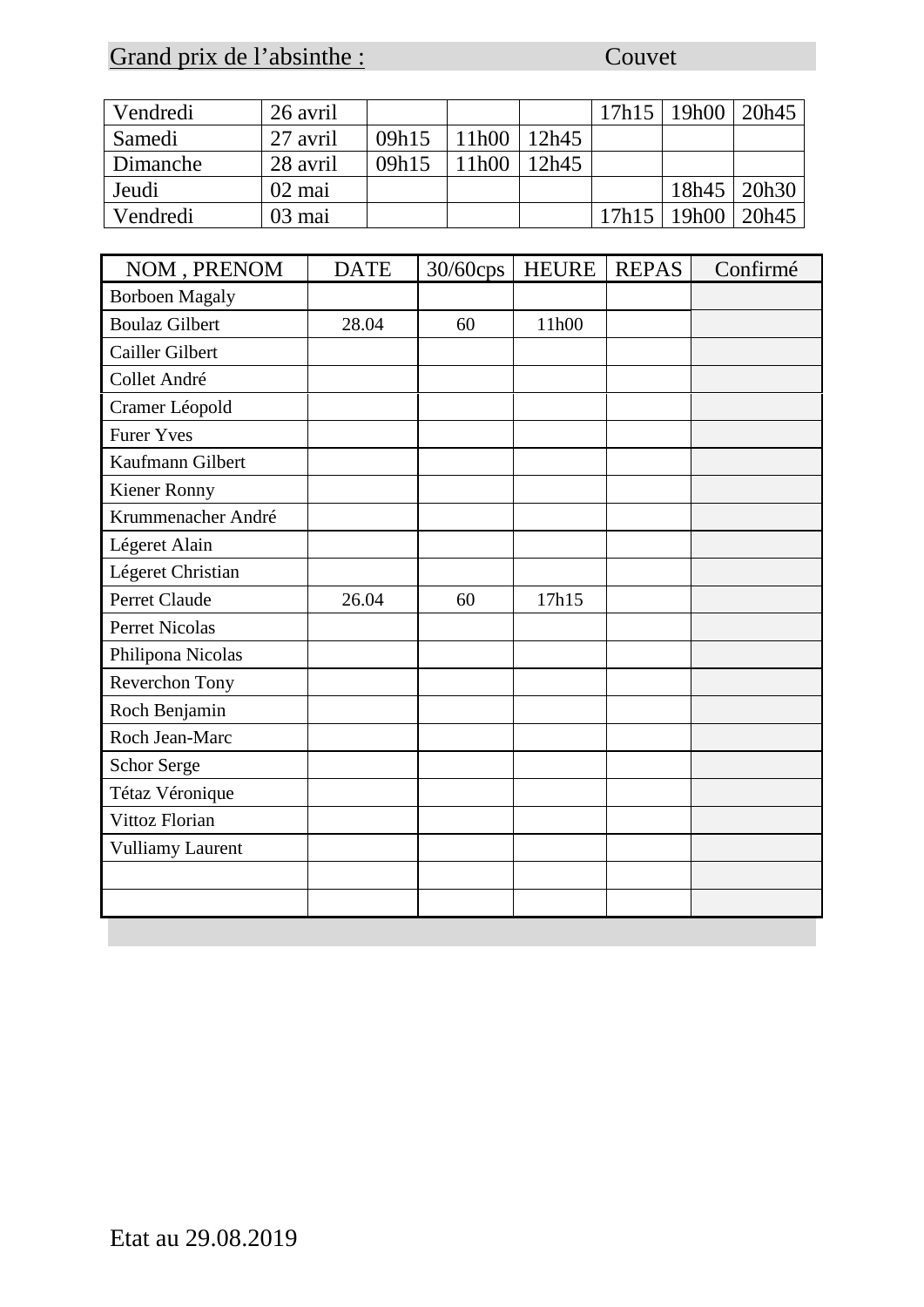Grand prix de l'absinthe : Couvet

| Vendredi | 26 avril | | | | 17h15 | 19h00 | 20h45 |
|---|---|---|---|---|---|---|---|
| Samedi | 27 avril | 09h15 | 11h00 | 12h45 | | | |
| Dimanche | 28 avril | 09h15 | 11h00 | 12h45 | | | |
| Jeudi | 02 mai | | | | | 18h45 | 20h30 |
| Vendredi | 03 mai | | | | 17h15 | 19h00 | 20h45 |

| NOM , PRENOM | DATE | 30/60cps | HEURE | REPAS | Confirmé |
|---|---|---|---|---|---|
| Borboen Magaly | | | | | |
| Boulaz Gilbert | 28.04 | 60 | 11h00 | | |
| Cailler Gilbert | | | | | |
| Collet André | | | | | |
| Cramer Léopold | | | | | |
| Furer Yves | | | | | |
| Kaufmann Gilbert | | | | | |
| Kiener Ronny | | | | | |
| Krummenacher André | | | | | |
| Légeret Alain | | | | | |
| Légeret Christian | | | | | |
| Perret Claude | 26.04 | 60 | 17h15 | | |
| Perret Nicolas | | | | | |
| Philipona Nicolas | | | | | |
| Reverchon Tony | | | | | |
| Roch Benjamin | | | | | |
| Roch Jean-Marc | | | | | |
| Schor Serge | | | | | |
| Tétaz Véronique | | | | | |
| Vittoz Florian | | | | | |
| Vulliamy Laurent | | | | | |
| | | | | | |
| | | | | | |

Etat au 29.08.2019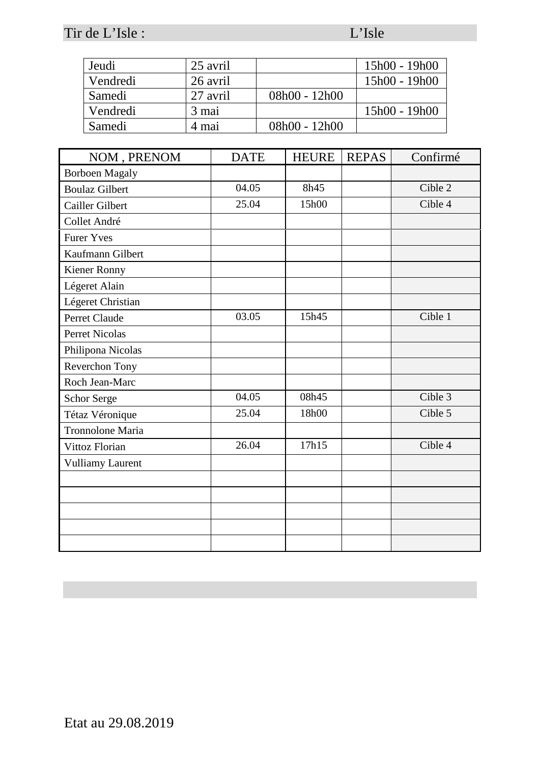Tir de L'Isle : L'Isle

| Jeudi | 25 avril | | 15h00 - 19h00 |
|---|---|---|---|
| Vendredi | 26 avril | | 15h00 - 19h00 |
| Samedi | 27 avril | 08h00 - 12h00 | |
| Vendredi | 3 mai | | 15h00 - 19h00 |
| Samedi | 4 mai | 08h00 - 12h00 | |

| NOM , PRENOM | DATE | HEURE | REPAS | Confirmé |
|---|---|---|---|---|
| Borboen Magaly | | | | |
| Boulaz Gilbert | 04.05 | 8h45 | | Cible 2 |
| Cailler Gilbert | 25.04 | 15h00 | | Cible 4 |
| Collet André | | | | |
| Furer Yves | | | | |
| Kaufmann Gilbert | | | | |
| Kiener Ronny | | | | |
| Légeret Alain | | | | |
| Légeret Christian | | | | |
| Perret Claude | 03.05 | 15h45 | | Cible 1 |
| Perret Nicolas | | | | |
| Philipona Nicolas | | | | |
| Reverchon Tony | | | | |
| Roch Jean-Marc | | | | |
| Schor Serge | 04.05 | 08h45 | | Cible 3 |
| Tétaz Véronique | 25.04 | 18h00 | | Cible 5 |
| Tronnolone Maria | | | | |
| Vittoz Florian | 26.04 | 17h15 | | Cible 4 |
| Vulliamy Laurent | | | | |
| | | | | |
| | | | | |
| | | | | |
| | | | | |
| | | | | |

Etat au 29.08.2019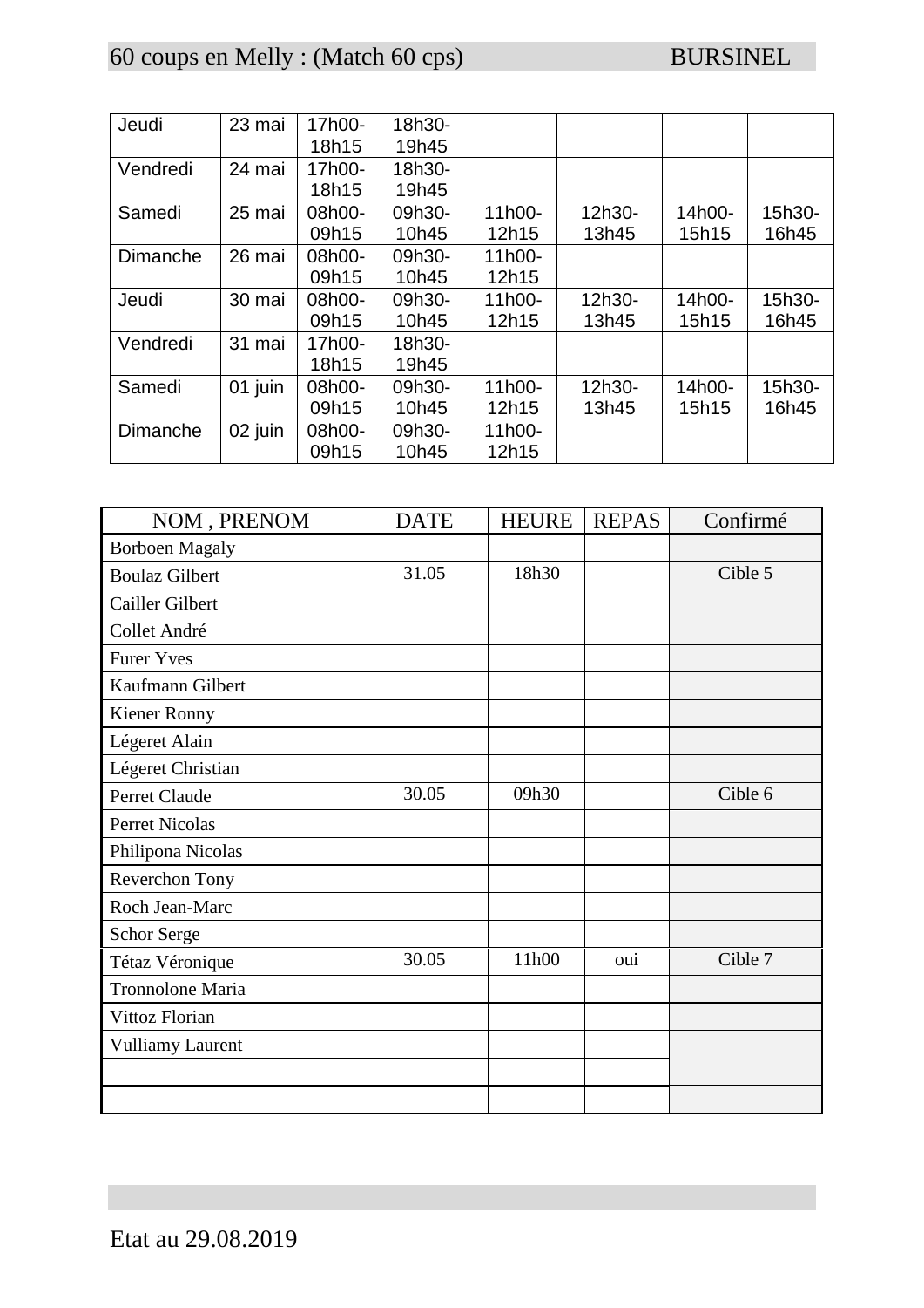60 coups en Melly : (Match 60 cps) BURSINEL

| | | | | | | | |
|---|---|---|---|---|---|---|---|
| Jeudi | 23 mai | 17h00-18h15 | 18h30-19h45 | | | | |
| Vendredi | 24 mai | 17h00-18h15 | 18h30-19h45 | | | | |
| Samedi | 25 mai | 08h00-09h15 | 09h30-10h45 | 11h00-12h15 | 12h30-13h45 | 14h00-15h15 | 15h30-16h45 |
| Dimanche | 26 mai | 08h00-09h15 | 09h30-10h45 | 11h00-12h15 | | | |
| Jeudi | 30 mai | 08h00-09h15 | 09h30-10h45 | 11h00-12h15 | 12h30-13h45 | 14h00-15h15 | 15h30-16h45 |
| Vendredi | 31 mai | 17h00-18h15 | 18h30-19h45 | | | | |
| Samedi | 01 juin | 08h00-09h15 | 09h30-10h45 | 11h00-12h15 | 12h30-13h45 | 14h00-15h15 | 15h30-16h45 |
| Dimanche | 02 juin | 08h00-09h15 | 09h30-10h45 | 11h00-12h15 | | | |

| NOM , PRENOM | DATE | HEURE | REPAS | Confirmé |
|---|---|---|---|---|
| Borboen Magaly | | | | |
| Boulaz Gilbert | 31.05 | 18h30 | | Cible 5 |
| Cailler Gilbert | | | | |
| Collet André | | | | |
| Furer Yves | | | | |
| Kaufmann Gilbert | | | | |
| Kiener Ronny | | | | |
| Légeret Alain | | | | |
| Légeret Christian | | | | |
| Perret Claude | 30.05 | 09h30 | | Cible 6 |
| Perret Nicolas | | | | |
| Philipona Nicolas | | | | |
| Reverchon Tony | | | | |
| Roch Jean-Marc | | | | |
| Schor Serge | | | | |
| Tétaz Véronique | 30.05 | 11h00 | oui | Cible 7 |
| Tronnolone Maria | | | | |
| Vittoz Florian | | | | |
| Vulliamy Laurent | | | | |
| | | | | |
| | | | | |

Etat au 29.08.2019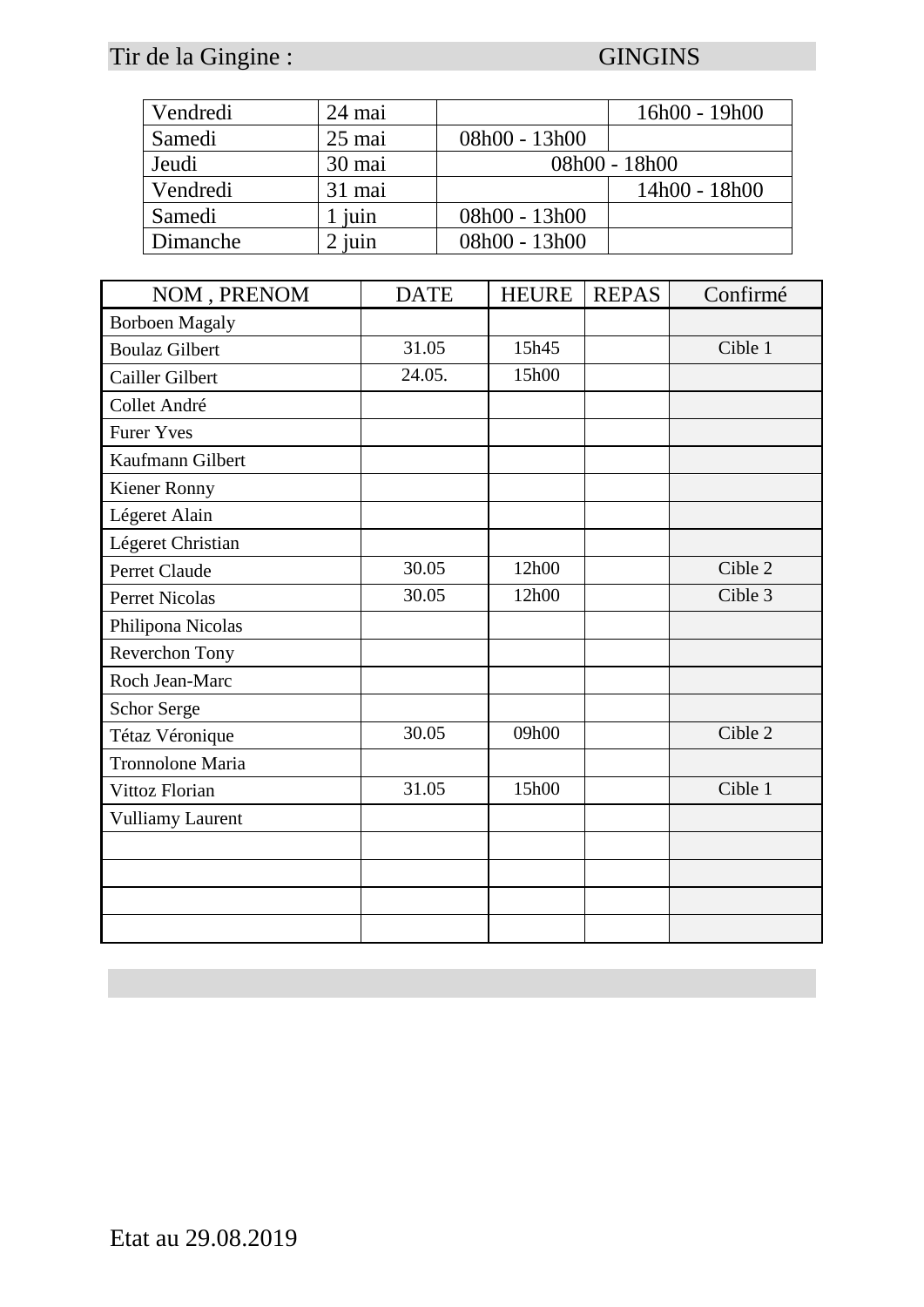Tir de la Gingine : GINGINS

| Vendredi | 24 mai | | 16h00 - 19h00 |
|---|---|---|---|
| Samedi | 25 mai | 08h00 - 13h00 | |
| Jeudi | 30 mai | 08h00 - 18h00 | |
| Vendredi | 31 mai | | 14h00 - 18h00 |
| Samedi | 1 juin | 08h00 - 13h00 | |
| Dimanche | 2 juin | 08h00 - 13h00 | |

| NOM , PRENOM | DATE | HEURE | REPAS | Confirmé |
|---|---|---|---|---|
| Borboen Magaly | | | | |
| Boulaz Gilbert | 31.05 | 15h45 | | Cible 1 |
| Cailler Gilbert | 24.05. | 15h00 | | |
| Collet André | | | | |
| Furer Yves | | | | |
| Kaufmann Gilbert | | | | |
| Kiener Ronny | | | | |
| Légeret Alain | | | | |
| Légeret Christian | | | | |
| Perret Claude | 30.05 | 12h00 | | Cible 2 |
| Perret Nicolas | 30.05 | 12h00 | | Cible 3 |
| Philipona Nicolas | | | | |
| Reverchon Tony | | | | |
| Roch Jean-Marc | | | | |
| Schor Serge | | | | |
| Tétaz Véronique | 30.05 | 09h00 | | Cible 2 |
| Tronnolone Maria | | | | |
| Vittoz Florian | 31.05 | 15h00 | | Cible 1 |
| Vulliamy Laurent | | | | |
| | | | | |
| | | | | |
| | | | | |
| | | | | |

Etat au 29.08.2019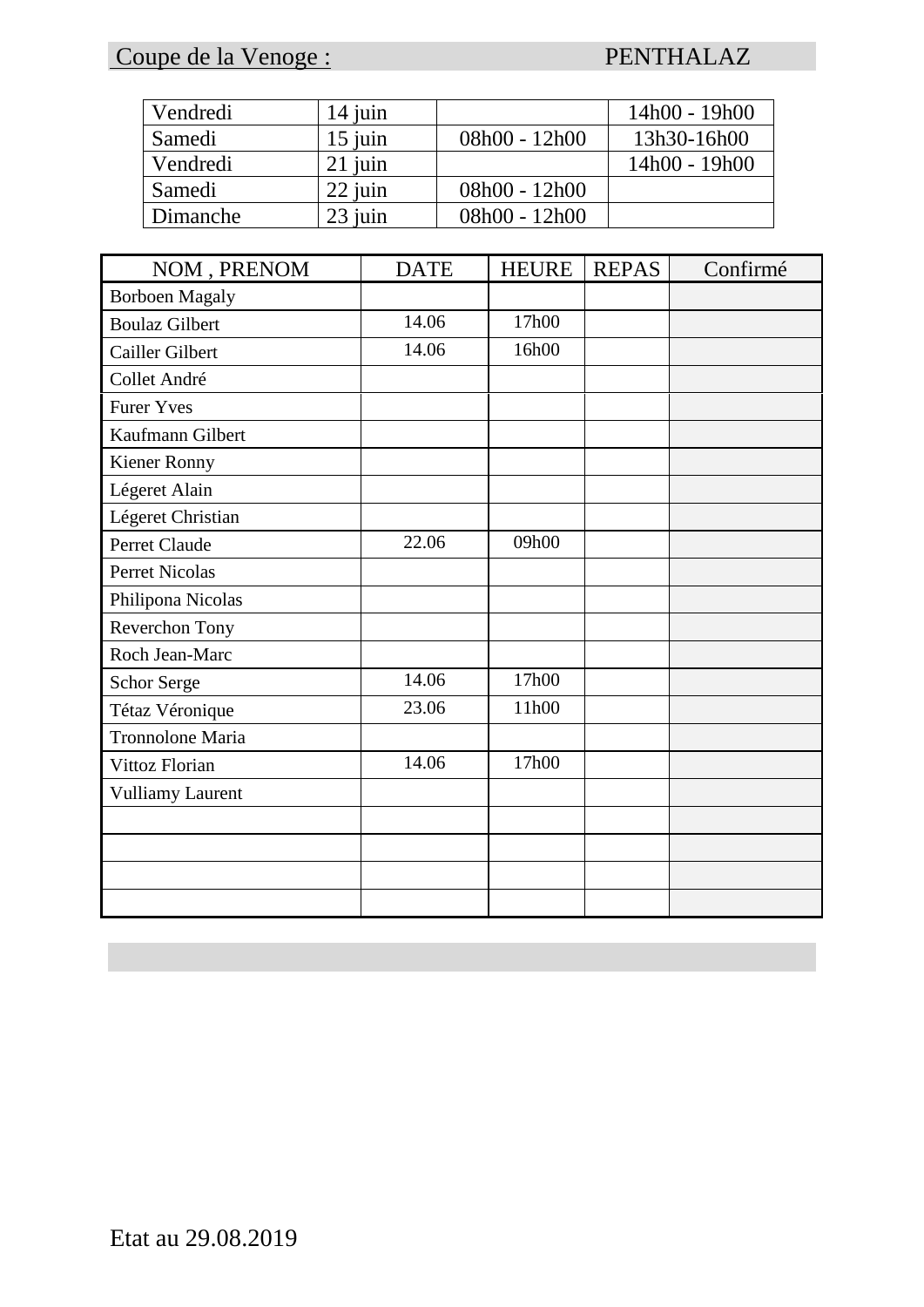Coupe de la Venoge : PENTHALAZ

| | | | |
|---|---|---|---|
| Vendredi | 14 juin | | 14h00 - 19h00 |
| Samedi | 15 juin | 08h00 - 12h00 | 13h30-16h00 |
| Vendredi | 21 juin | | 14h00 - 19h00 |
| Samedi | 22 juin | 08h00 - 12h00 | |
| Dimanche | 23 juin | 08h00 - 12h00 | |

| NOM , PRENOM | DATE | HEURE | REPAS | Confirmé |
|---|---|---|---|---|
| Borboen Magaly | | | | |
| Boulaz Gilbert | 14.06 | 17h00 | | |
| Cailler Gilbert | 14.06 | 16h00 | | |
| Collet André | | | | |
| Furer Yves | | | | |
| Kaufmann Gilbert | | | | |
| Kiener Ronny | | | | |
| Légeret Alain | | | | |
| Légeret Christian | | | | |
| Perret Claude | 22.06 | 09h00 | | |
| Perret Nicolas | | | | |
| Philipona Nicolas | | | | |
| Reverchon Tony | | | | |
| Roch Jean-Marc | | | | |
| Schor Serge | 14.06 | 17h00 | | |
| Tétaz Véronique | 23.06 | 11h00 | | |
| Tronnolone Maria | | | | |
| Vittoz Florian | 14.06 | 17h00 | | |
| Vulliamy Laurent | | | | |
| | | | | |
| | | | | |
| | | | | |
| | | | | |

Etat au 29.08.2019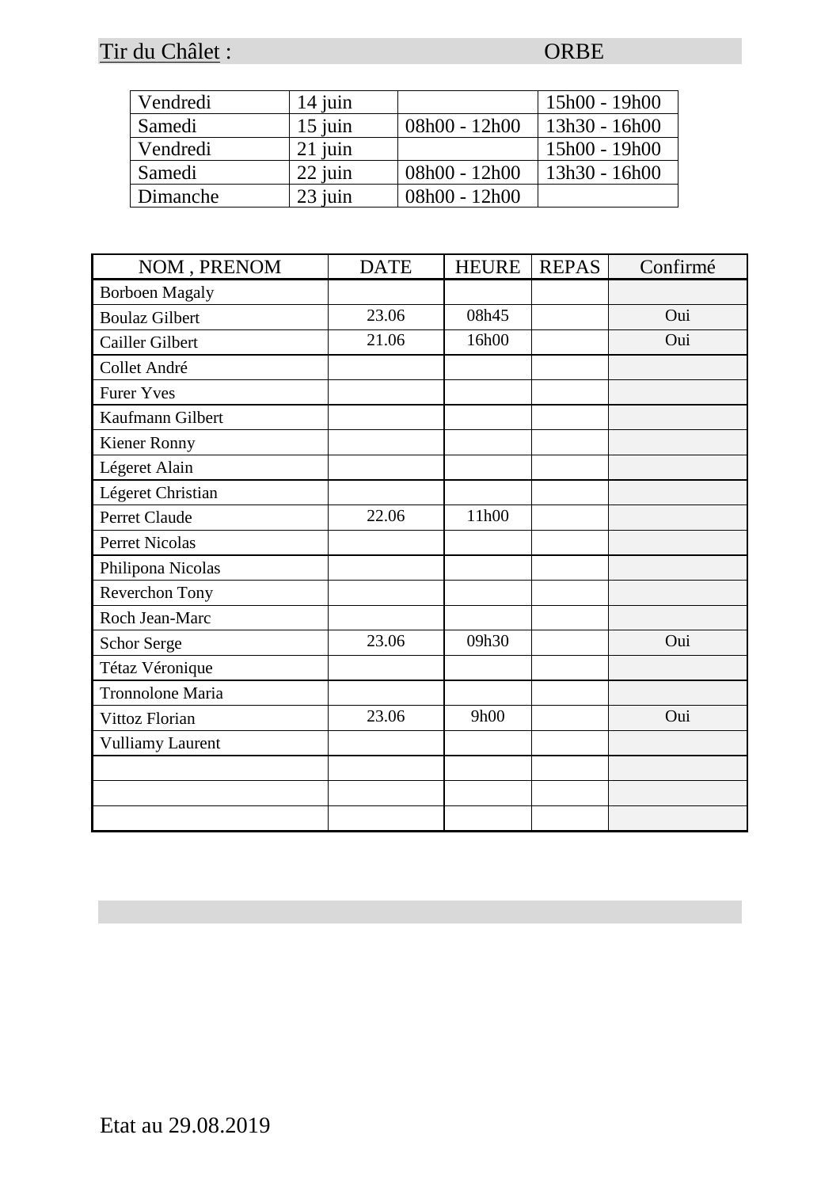Tir du Châlet : ORBE

| Vendredi | 14 juin | | 15h00 - 19h00 |
|---|---|---|---|
| Samedi | 15 juin | 08h00 - 12h00 | 13h30 - 16h00 |
| Vendredi | 21 juin | | 15h00 - 19h00 |
| Samedi | 22 juin | 08h00 - 12h00 | 13h30 - 16h00 |
| Dimanche | 23 juin | 08h00 - 12h00 | |

| NOM , PRENOM | DATE | HEURE | REPAS | Confirmé |
|---|---|---|---|---|
| Borboen Magaly | | | | |
| Boulaz Gilbert | 23.06 | 08h45 | | Oui |
| Cailler Gilbert | 21.06 | 16h00 | | Oui |
| Collet André | | | | |
| Furer Yves | | | | |
| Kaufmann Gilbert | | | | |
| Kiener Ronny | | | | |
| Légeret Alain | | | | |
| Légeret Christian | | | | |
| Perret Claude | 22.06 | 11h00 | | |
| Perret Nicolas | | | | |
| Philipona Nicolas | | | | |
| Reverchon Tony | | | | |
| Roch Jean-Marc | | | | |
| Schor Serge | 23.06 | 09h30 | | Oui |
| Tétaz Véronique | | | | |
| Tronnolone Maria | | | | |
| Vittoz Florian | 23.06 | 9h00 | | Oui |
| Vulliamy Laurent | | | | |
| | | | | |
| | | | | |
| | | | | |

Etat au 29.08.2019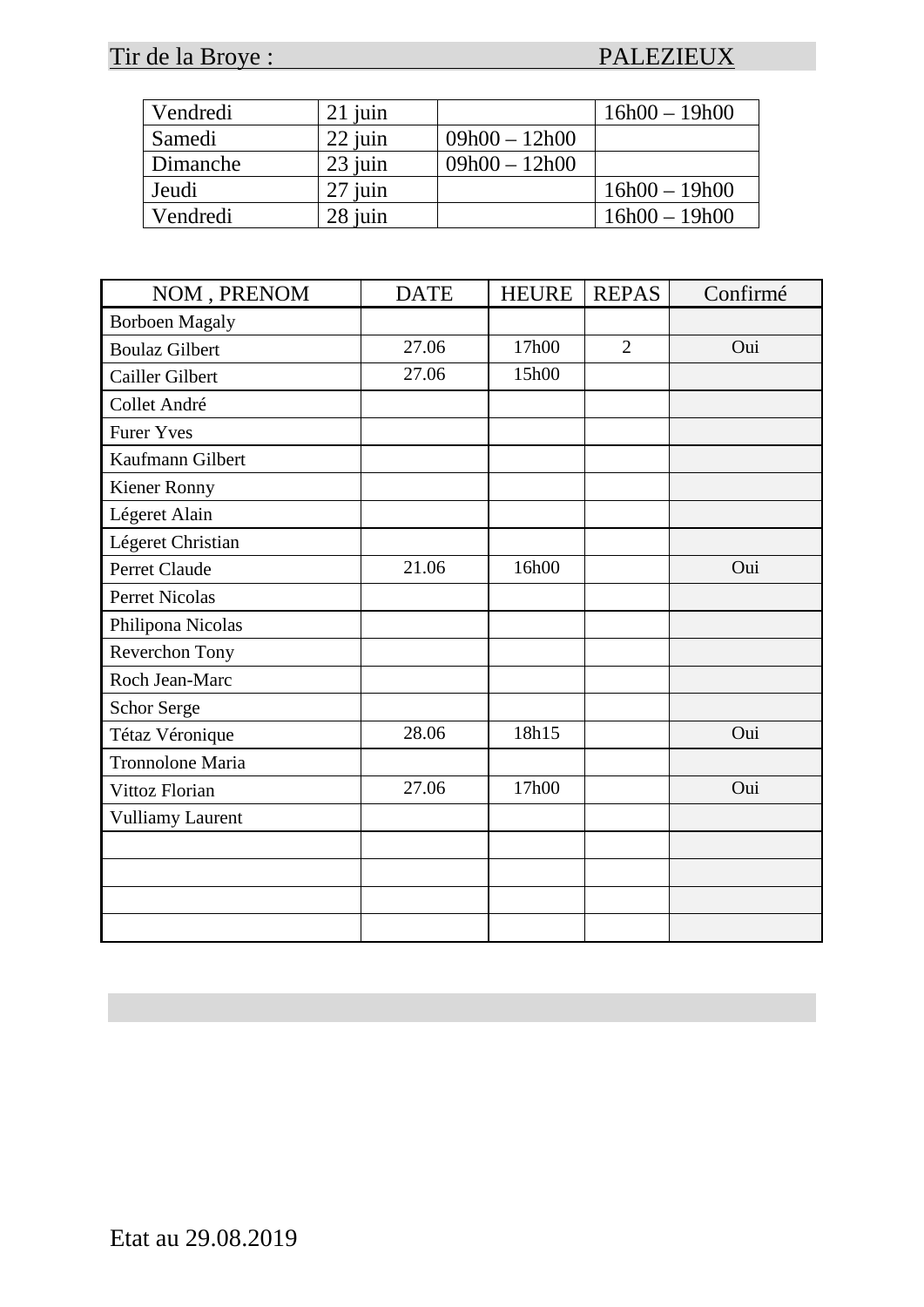# Tir de la Broye : PALEZIEUX

| Vendredi | 21 juin | | 16h00 – 19h00 |
|---|---|---|---|
| Samedi | 22 juin | 09h00 – 12h00 | |
| Dimanche | 23 juin | 09h00 – 12h00 | |
| Jeudi | 27 juin | | 16h00 – 19h00 |
| Vendredi | 28 juin | | 16h00 – 19h00 |

| NOM , PRENOM | DATE | HEURE | REPAS | Confirmé |
|---|---|---|---|---|
| Borboen Magaly | | | | |
| Boulaz Gilbert | 27.06 | 17h00 | 2 | Oui |
| Cailler Gilbert | 27.06 | 15h00 | | |
| Collet André | | | | |
| Furer Yves | | | | |
| Kaufmann Gilbert | | | | |
| Kiener Ronny | | | | |
| Légeret Alain | | | | |
| Légeret Christian | | | | |
| Perret Claude | 21.06 | 16h00 | | Oui |
| Perret Nicolas | | | | |
| Philipona Nicolas | | | | |
| Reverchon Tony | | | | |
| Roch Jean-Marc | | | | |
| Schor Serge | | | | |
| Tétaz Véronique | 28.06 | 18h15 | | Oui |
| Tronnolone Maria | | | | |
| Vittoz Florian | 27.06 | 17h00 | | Oui |
| Vulliamy Laurent | | | | |
| | | | | |
| | | | | |
| | | | | |
| | | | | |

Etat au 29.08.2019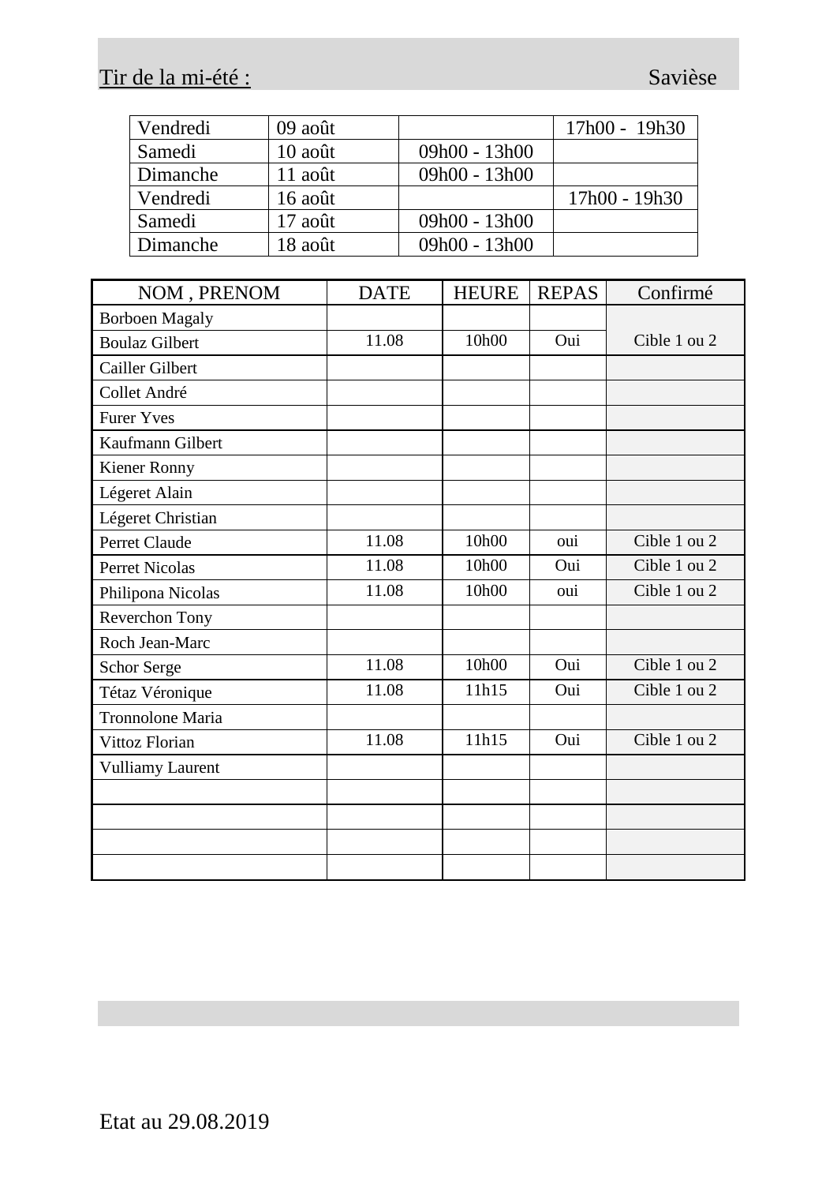Tir de la mi-été : Savièse

| | | | |
|---|---|---|---|
| Vendredi | 09 août | | 17h00 - 19h30 |
| Samedi | 10 août | 09h00 - 13h00 | |
| Dimanche | 11 août | 09h00 - 13h00 | |
| Vendredi | 16 août | | 17h00 - 19h30 |
| Samedi | 17 août | 09h00 - 13h00 | |
| Dimanche | 18 août | 09h00 - 13h00 | |

| NOM , PRENOM | DATE | HEURE | REPAS | Confirmé |
|---|---|---|---|---|
| Borboen Magaly | | | | Cible 1 ou 2 |
| Boulaz Gilbert | 11.08 | 10h00 | Oui | |
| Cailler Gilbert | | | | |
| Collet André | | | | |
| Furer Yves | | | | |
| Kaufmann Gilbert | | | | |
| Kiener Ronny | | | | |
| Légeret Alain | | | | |
| Légeret Christian | | | | |
| Perret Claude | 11.08 | 10h00 | oui | Cible 1 ou 2 |
| Perret Nicolas | 11.08 | 10h00 | Oui | Cible 1 ou 2 |
| Philipona Nicolas | 11.08 | 10h00 | oui | Cible 1 ou 2 |
| Reverchon Tony | | | | |
| Roch Jean-Marc | | | | |
| Schor Serge | 11.08 | 10h00 | Oui | Cible 1 ou 2 |
| Tétaz Véronique | 11.08 | 11h15 | Oui | Cible 1 ou 2 |
| Tronnolone Maria | | | | |
| Vittoz Florian | 11.08 | 11h15 | Oui | Cible 1 ou 2 |
| Vulliamy Laurent | | | | |
| | | | | |
| | | | | |
| | | | | |
| | | | | |

Etat au 29.08.2019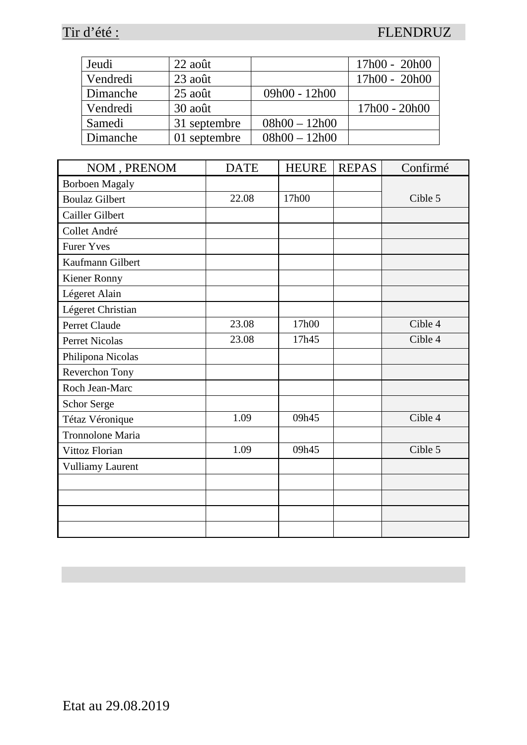Tir d'été : FLENDRUZ

| | | | |
|---|---|---|---|
| Jeudi | 22 août | | 17h00 - 20h00 |
| Vendredi | 23 août | | 17h00 - 20h00 |
| Dimanche | 25 août | 09h00 - 12h00 | |
| Vendredi | 30 août | | 17h00 - 20h00 |
| Samedi | 31 septembre | 08h00 – 12h00 | |
| Dimanche | 01 septembre | 08h00 – 12h00 | |

| NOM , PRENOM | DATE | HEURE | REPAS | Confirmé |
|---|---|---|---|---|
| Borboen Magaly | | | | |
| Boulaz Gilbert | 22.08 | 17h00 | | Cible 5 |
| Cailler Gilbert | | | | |
| Collet André | | | | |
| Furer Yves | | | | |
| Kaufmann Gilbert | | | | |
| Kiener Ronny | | | | |
| Légeret Alain | | | | |
| Légeret Christian | | | | |
| Perret Claude | 23.08 | 17h00 | | Cible 4 |
| Perret Nicolas | 23.08 | 17h45 | | Cible 4 |
| Philipona Nicolas | | | | |
| Reverchon Tony | | | | |
| Roch Jean-Marc | | | | |
| Schor Serge | | | | |
| Tétaz Véronique | 1.09 | 09h45 | | Cible 4 |
| Tronnolone Maria | | | | |
| Vittoz Florian | 1.09 | 09h45 | | Cible 5 |
| Vulliamy Laurent | | | | |
| | | | | |
| | | | | |
| | | | | |
| | | | | |

Etat au 29.08.2019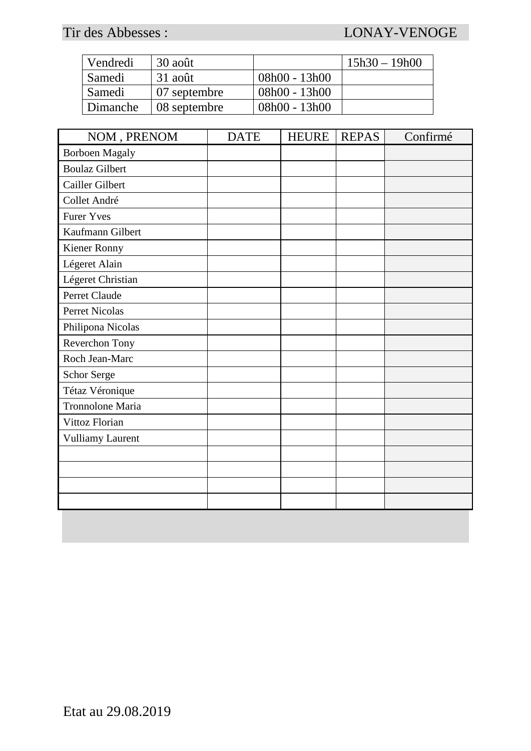Tir des Abbesses : LONAY-VENOGE

| Vendredi | 30 août | | 15h30 – 19h00 |
|---|---|---|---|
| Samedi | 31 août | 08h00 - 13h00 | |
| Samedi | 07 septembre | 08h00 - 13h00 | |
| Dimanche | 08 septembre | 08h00 - 13h00 | |

| NOM , PRENOM | DATE | HEURE | REPAS | Confirmé |
|---|---|---|---|---|
| Borboen Magaly | | | | |
| Boulaz Gilbert | | | | |
| Cailler Gilbert | | | | |
| Collet André | | | | |
| Furer Yves | | | | |
| Kaufmann Gilbert | | | | |
| Kiener Ronny | | | | |
| Légeret Alain | | | | |
| Légeret Christian | | | | |
| Perret Claude | | | | |
| Perret Nicolas | | | | |
| Philipona Nicolas | | | | |
| Reverchon Tony | | | | |
| Roch Jean-Marc | | | | |
| Schor Serge | | | | |
| Tétaz Véronique | | | | |
| Tronnolone Maria | | | | |
| Vittoz Florian | | | | |
| Vulliamy Laurent | | | | |
| | | | | |
| | | | | |
| | | | | |
| | | | | |

Etat au 29.08.2019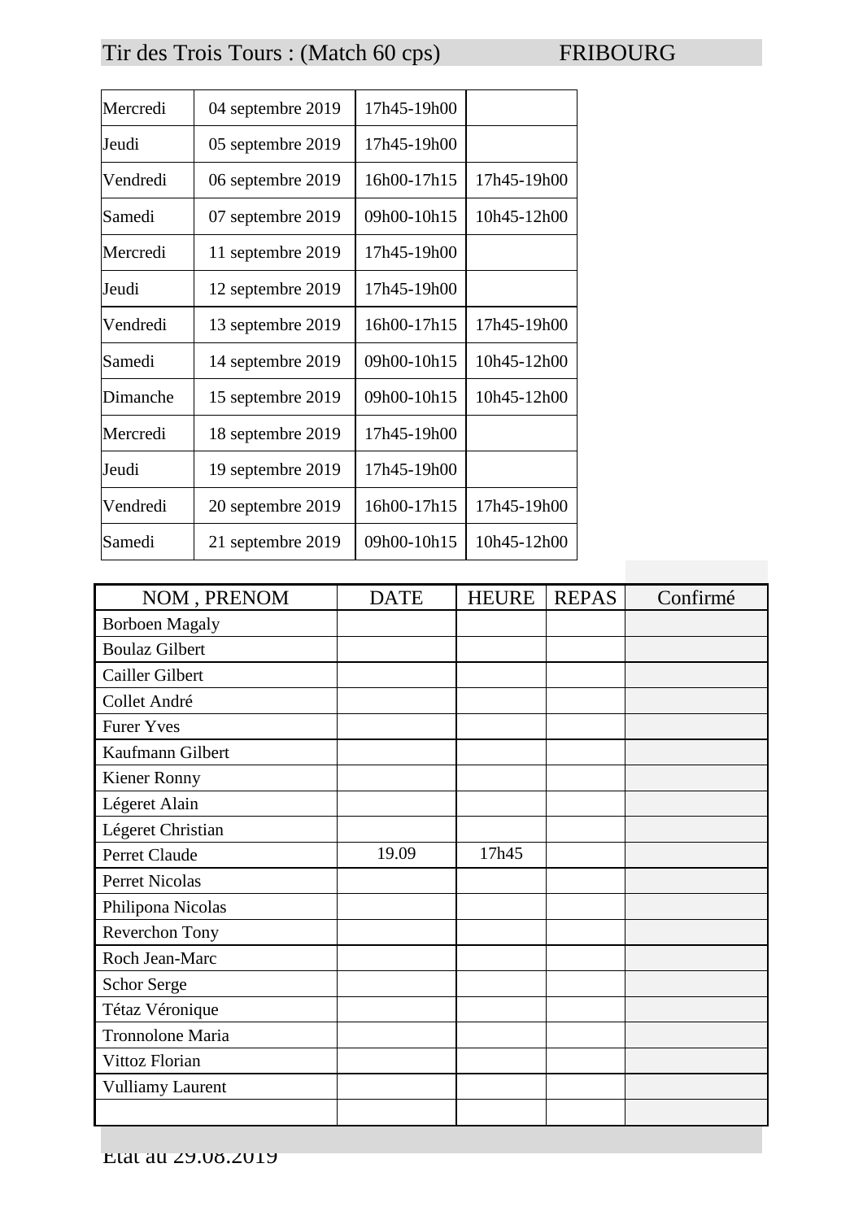# Tir des Trois Tours : (Match 60 cps) FRIBOURG

| | | | |
|---|---|---|---|
| Mercredi | 04 septembre 2019 | 17h45-19h00 | |
| Jeudi | 05 septembre 2019 | 17h45-19h00 | |
| Vendredi | 06 septembre 2019 | 16h00-17h15 | 17h45-19h00 |
| Samedi | 07 septembre 2019 | 09h00-10h15 | 10h45-12h00 |
| Mercredi | 11 septembre 2019 | 17h45-19h00 | |
| Jeudi | 12 septembre 2019 | 17h45-19h00 | |
| Vendredi | 13 septembre 2019 | 16h00-17h15 | 17h45-19h00 |
| Samedi | 14 septembre 2019 | 09h00-10h15 | 10h45-12h00 |
| Dimanche | 15 septembre 2019 | 09h00-10h15 | 10h45-12h00 |
| Mercredi | 18 septembre 2019 | 17h45-19h00 | |
| Jeudi | 19 septembre 2019 | 17h45-19h00 | |
| Vendredi | 20 septembre 2019 | 16h00-17h15 | 17h45-19h00 |
| Samedi | 21 septembre 2019 | 09h00-10h15 | 10h45-12h00 |

| NOM , PRENOM | DATE | HEURE | REPAS | Confirmé |
|---|---|---|---|---|
| Borboen Magaly | | | | |
| Boulaz Gilbert | | | | |
| Cailler Gilbert | | | | |
| Collet André | | | | |
| Furer Yves | | | | |
| Kaufmann Gilbert | | | | |
| Kiener Ronny | | | | |
| Légeret Alain | | | | |
| Légeret Christian | | | | |
| Perret Claude | 19.09 | 17h45 | | |
| Perret Nicolas | | | | |
| Philipona Nicolas | | | | |
| Reverchon Tony | | | | |
| Roch Jean-Marc | | | | |
| Schor Serge | | | | |
| Tétaz Véronique | | | | |
| Tronnolone Maria | | | | |
| Vittoz Florian | | | | |
| Vulliamy Laurent | | | | |
| | | | | |

Etat au 29.08.2019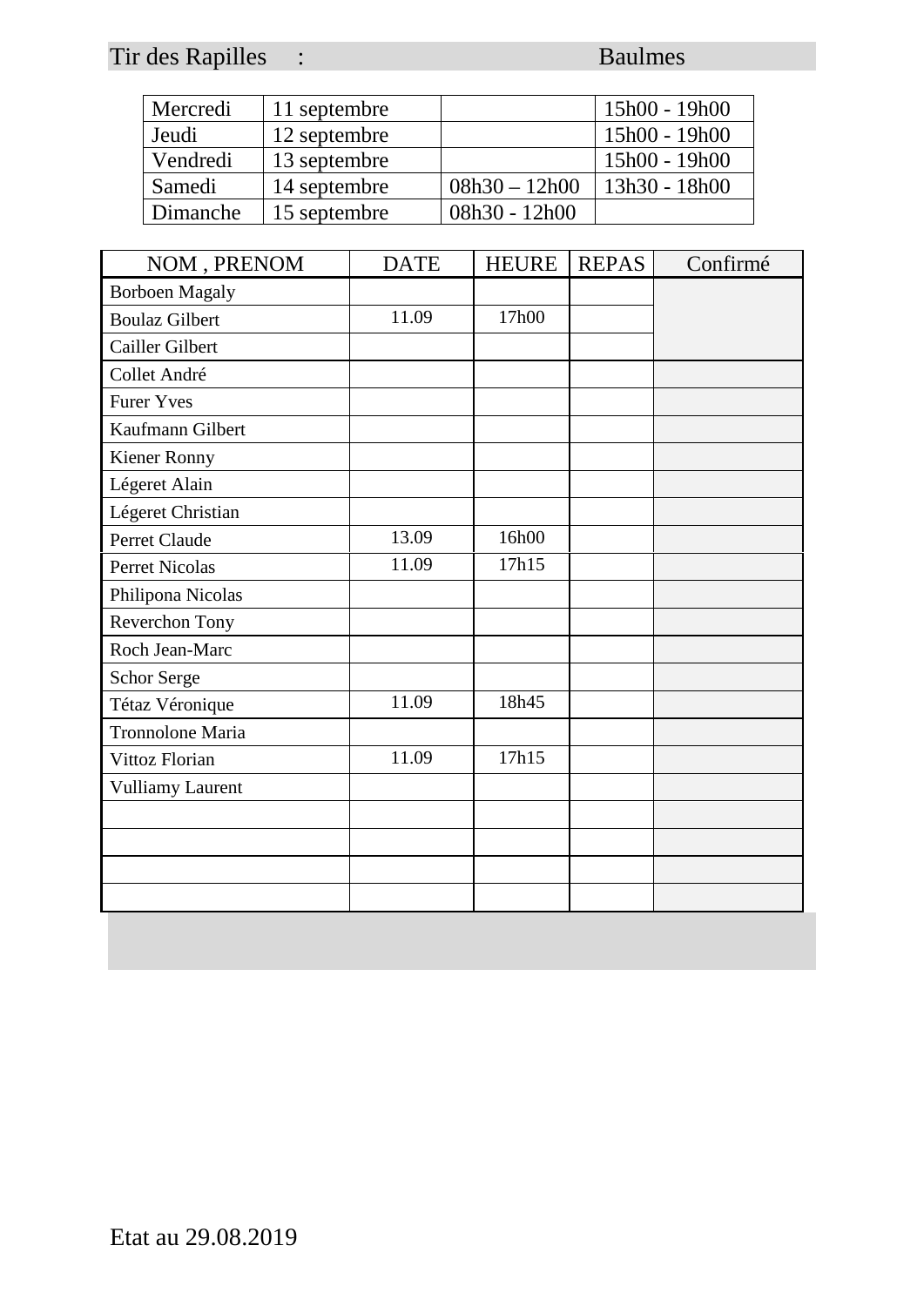Tir des Rapilles : Baulmes

| Mercredi | 11 septembre | | 15h00 - 19h00 |
|---|---|---|---|
| Jeudi | 12 septembre | | 15h00 - 19h00 |
| Vendredi | 13 septembre | | 15h00 - 19h00 |
| Samedi | 14 septembre | 08h30 – 12h00 | 13h30 - 18h00 |
| Dimanche | 15 septembre | 08h30 - 12h00 | |

| NOM , PRENOM | DATE | HEURE | REPAS | Confirmé |
|---|---|---|---|---|
| Borboen Magaly | | | | |
| Boulaz Gilbert | 11.09 | 17h00 | | |
| Cailler Gilbert | | | | |
| Collet André | | | | |
| Furer Yves | | | | |
| Kaufmann Gilbert | | | | |
| Kiener Ronny | | | | |
| Légeret Alain | | | | |
| Légeret Christian | | | | |
| Perret Claude | 13.09 | 16h00 | | |
| Perret Nicolas | 11.09 | 17h15 | | |
| Philipona Nicolas | | | | |
| Reverchon Tony | | | | |
| Roch Jean-Marc | | | | |
| Schor Serge | | | | |
| Tétaz Véronique | 11.09 | 18h45 | | |
| Tronnolone Maria | | | | |
| Vittoz Florian | 11.09 | 17h15 | | |
| Vulliamy Laurent | | | | |
| | | | | |
| | | | | |
| | | | | |
| | | | | |

Etat au 29.08.2019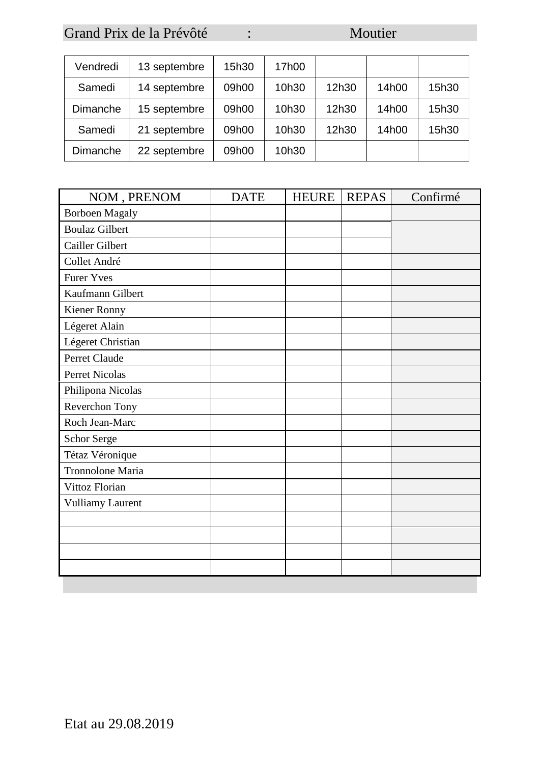Grand Prix de la Prévôté : Moutier

| Vendredi | 13 septembre | 15h30 | 17h00 | | | |
|---|---|---|---|---|---|---|
| Samedi | 14 septembre | 09h00 | 10h30 | 12h30 | 14h00 | 15h30 |
| Dimanche | 15 septembre | 09h00 | 10h30 | 12h30 | 14h00 | 15h30 |
| Samedi | 21 septembre | 09h00 | 10h30 | 12h30 | 14h00 | 15h30 |
| Dimanche | 22 septembre | 09h00 | 10h30 | | | |

| NOM , PRENOM | DATE | HEURE | REPAS | Confirmé |
|---|---|---|---|---|
| Borboen Magaly | | | | |
| Boulaz Gilbert | | | | |
| Cailler Gilbert | | | | |
| Collet André | | | | |
| Furer Yves | | | | |
| Kaufmann Gilbert | | | | |
| Kiener Ronny | | | | |
| Légeret Alain | | | | |
| Légeret Christian | | | | |
| Perret Claude | | | | |
| Perret Nicolas | | | | |
| Philipona Nicolas | | | | |
| Reverchon Tony | | | | |
| Roch Jean-Marc | | | | |
| Schor Serge | | | | |
| Tétaz Véronique | | | | |
| Tronnolone Maria | | | | |
| Vittoz Florian | | | | |
| Vulliamy Laurent | | | | |
| | | | | |
| | | | | |
| | | | | |
| | | | | |

Etat au 29.08.2019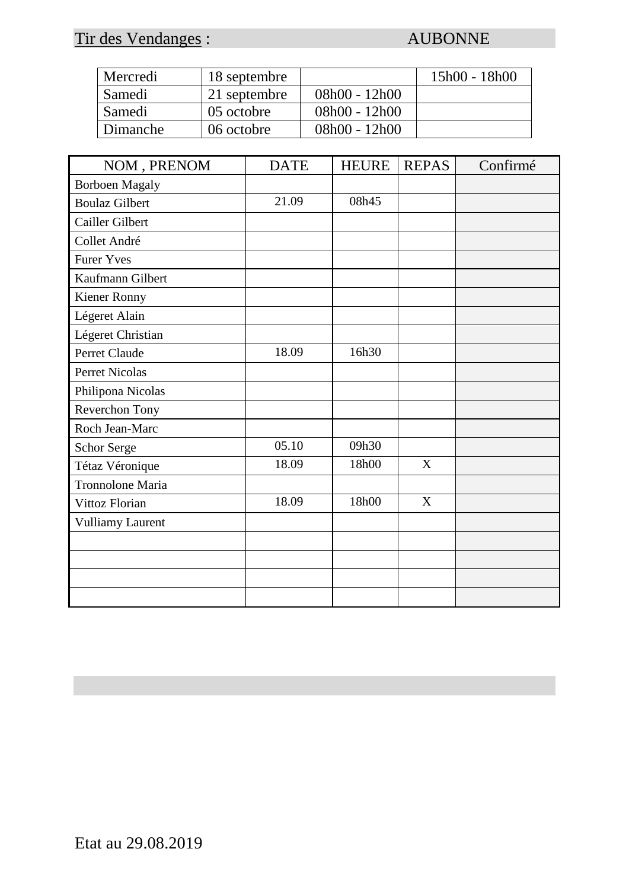Tir des Vendanges : AUBONNE

| Mercredi | 18 septembre | | 15h00 - 18h00 |
|---|---|---|---|
| Samedi | 21 septembre | 08h00 - 12h00 | |
| Samedi | 05 octobre | 08h00 - 12h00 | |
| Dimanche | 06 octobre | 08h00 - 12h00 | |

| NOM , PRENOM | DATE | HEURE | REPAS | Confirmé |
|---|---|---|---|---|
| Borboen Magaly | | | | |
| Boulaz Gilbert | 21.09 | 08h45 | | |
| Cailler Gilbert | | | | |
| Collet André | | | | |
| Furer Yves | | | | |
| Kaufmann Gilbert | | | | |
| Kiener Ronny | | | | |
| Légeret Alain | | | | |
| Légeret Christian | | | | |
| Perret Claude | 18.09 | 16h30 | | |
| Perret Nicolas | | | | |
| Philipona Nicolas | | | | |
| Reverchon Tony | | | | |
| Roch Jean-Marc | | | | |
| Schor Serge | 05.10 | 09h30 | | |
| Tétaz Véronique | 18.09 | 18h00 | X | |
| Tronnolone Maria | | | | |
| Vittoz Florian | 18.09 | 18h00 | X | |
| Vulliamy Laurent | | | | |
| | | | | |
| | | | | |
| | | | | |
| | | | | |

Etat au 29.08.2019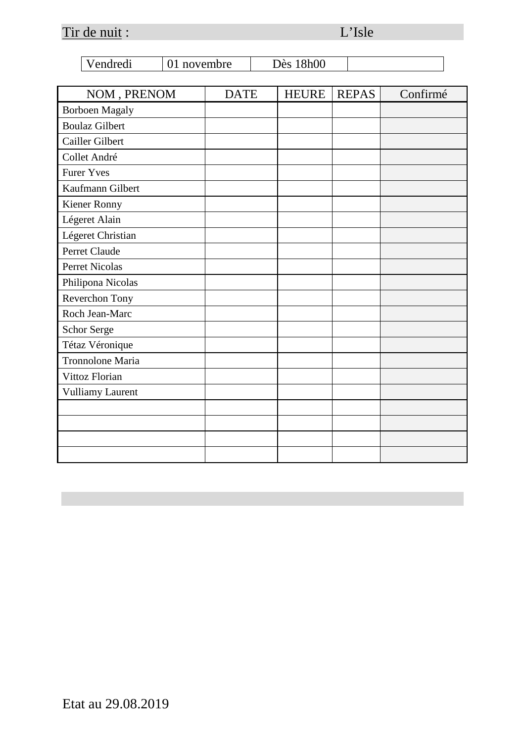Tir de nuit : L'Isle

| | | | |
|---|---|---|---|
| Vendredi | 01 novembre | Dès 18h00 | |

| NOM , PRENOM | DATE | HEURE | REPAS | Confirmé |
|---|---|---|---|---|
| Borboen Magaly | | | | |
| Boulaz Gilbert | | | | |
| Cailler Gilbert | | | | |
| Collet André | | | | |
| Furer Yves | | | | |
| Kaufmann Gilbert | | | | |
| Kiener Ronny | | | | |
| Légeret Alain | | | | |
| Légeret Christian | | | | |
| Perret Claude | | | | |
| Perret Nicolas | | | | |
| Philipona Nicolas | | | | |
| Reverchon Tony | | | | |
| Roch Jean-Marc | | | | |
| Schor Serge | | | | |
| Tétaz Véronique | | | | |
| Tronnolone Maria | | | | |
| Vittoz Florian | | | | |
| Vulliamy Laurent | | | | |
| | | | | |
| | | | | |
| | | | | |
| | | | | |

Etat au 29.08.2019